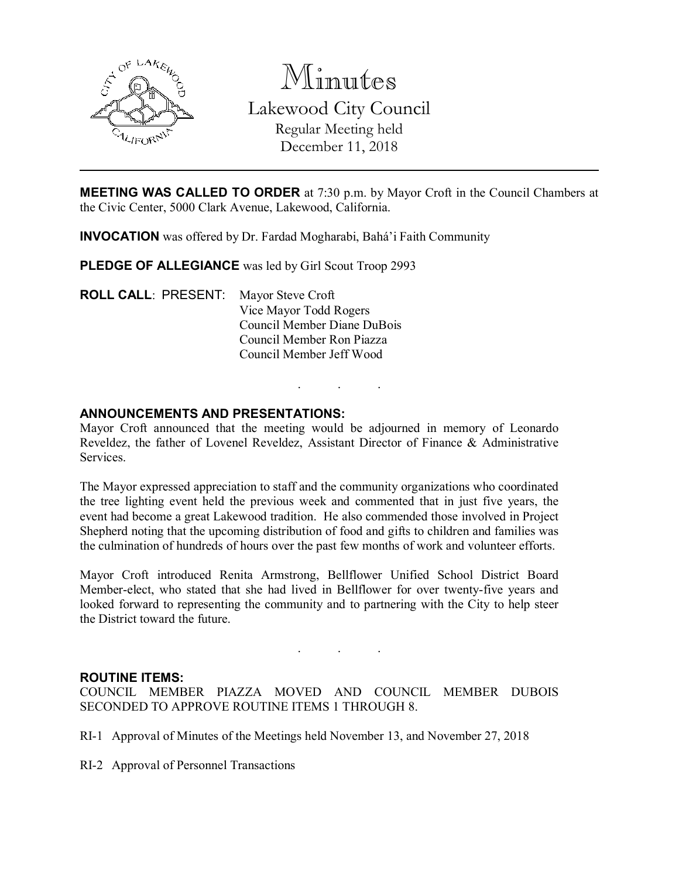# Minutes

## Lakewood City Council

Regular Meeting held
December 11, 2018

---

**MEETING WAS CALLED TO ORDER** at 7:30 p.m. by Mayor Croft in the Council Chambers at the Civic Center, 5000 Clark Avenue, Lakewood, California.

**INVOCATION** was offered by Dr. Fardad Mogharabi, Bahá'i Faith Community

**PLEDGE OF ALLEGIANCE** was led by Girl Scout Troop 2993

**ROLL CALL**: PRESENT:
Mayor Steve Croft
Vice Mayor Todd Rogers
Council Member Diane DuBois
Council Member Ron Piazza
Council Member Jeff Wood

. . .

**ANNOUNCEMENTS AND PRESENTATIONS:**

Mayor Croft announced that the meeting would be adjourned in memory of Leonardo Reveldez, the father of Lovenel Reveldez, Assistant Director of Finance & Administrative Services.

The Mayor expressed appreciation to staff and the community organizations who coordinated the tree lighting event held the previous week and commented that in just five years, the event had become a great Lakewood tradition. He also commended those involved in Project Shepherd noting that the upcoming distribution of food and gifts to children and families was the culmination of hundreds of hours over the past few months of work and volunteer efforts.

Mayor Croft introduced Renita Armstrong, Bellflower Unified School District Board Member-elect, who stated that she had lived in Bellflower for over twenty-five years and looked forward to representing the community and to partnering with the City to help steer the District toward the future.

. . .

**ROUTINE ITEMS:**

COUNCIL MEMBER PIAZZA MOVED AND COUNCIL MEMBER DUBOIS SECONDED TO APPROVE ROUTINE ITEMS 1 THROUGH 8.

RI-1 Approval of Minutes of the Meetings held November 13, and November 27, 2018

RI-2 Approval of Personnel Transactions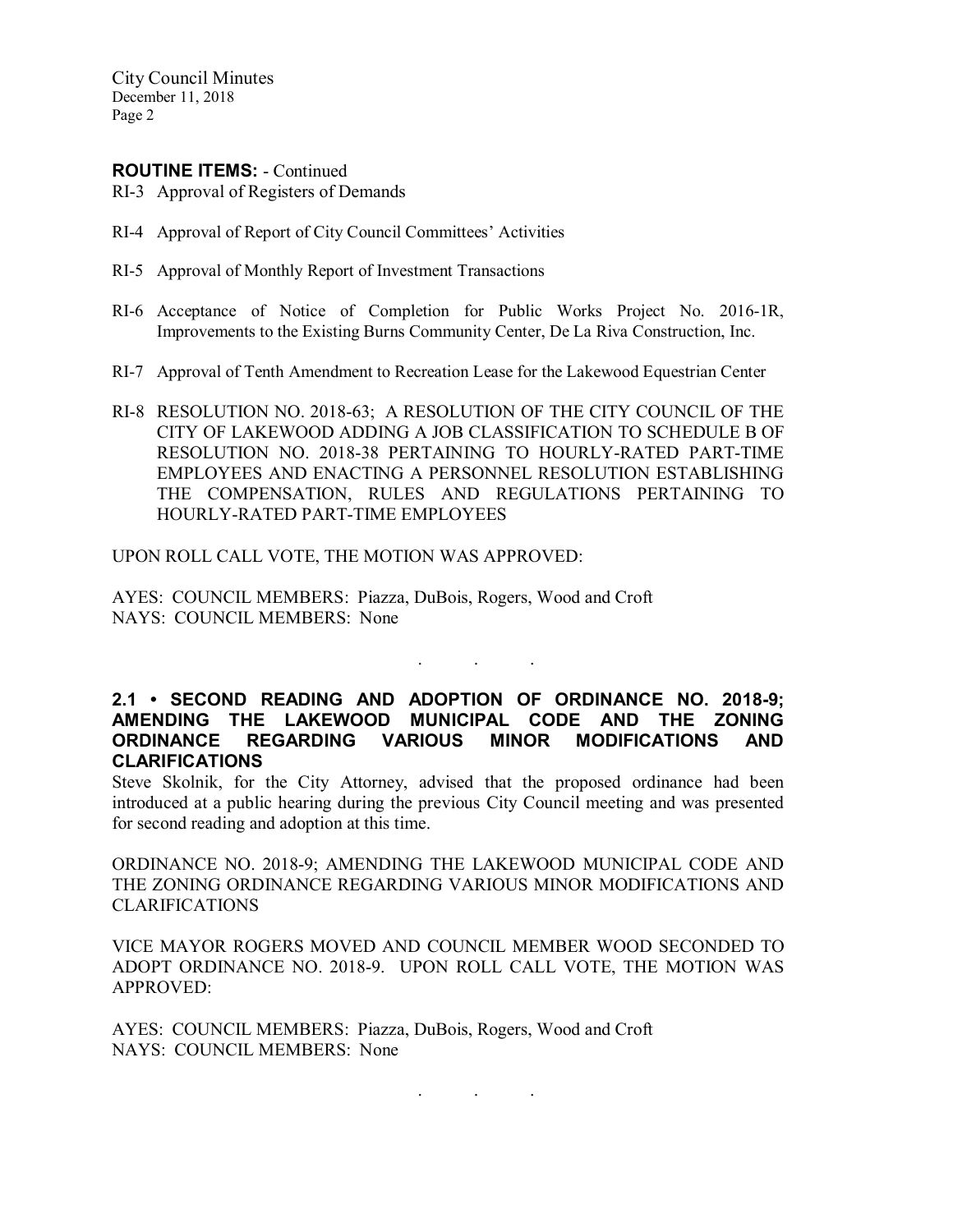**ROUTINE ITEMS:** - Continued

RI-3 Approval of Registers of Demands

RI-4 Approval of Report of City Council Committees' Activities

RI-5 Approval of Monthly Report of Investment Transactions

RI-6 Acceptance of Notice of Completion for Public Works Project No. 2016-1R, Improvements to the Existing Burns Community Center, De La Riva Construction, Inc.

RI-7 Approval of Tenth Amendment to Recreation Lease for the Lakewood Equestrian Center

RI-8 RESOLUTION NO. 2018-63; A RESOLUTION OF THE CITY COUNCIL OF THE CITY OF LAKEWOOD ADDING A JOB CLASSIFICATION TO SCHEDULE B OF RESOLUTION NO. 2018-38 PERTAINING TO HOURLY-RATED PART-TIME EMPLOYEES AND ENACTING A PERSONNEL RESOLUTION ESTABLISHING THE COMPENSATION, RULES AND REGULATIONS PERTAINING TO HOURLY-RATED PART-TIME EMPLOYEES

UPON ROLL CALL VOTE, THE MOTION WAS APPROVED:

AYES: COUNCIL MEMBERS: Piazza, DuBois, Rogers, Wood and Croft
NAYS: COUNCIL MEMBERS: None

. . .

**2.1 • SECOND READING AND ADOPTION OF ORDINANCE NO. 2018-9; AMENDING THE LAKEWOOD MUNICIPAL CODE AND THE ZONING ORDINANCE REGARDING VARIOUS MINOR MODIFICATIONS AND CLARIFICATIONS**

Steve Skolnik, for the City Attorney, advised that the proposed ordinance had been introduced at a public hearing during the previous City Council meeting and was presented for second reading and adoption at this time.

ORDINANCE NO. 2018-9; AMENDING THE LAKEWOOD MUNICIPAL CODE AND THE ZONING ORDINANCE REGARDING VARIOUS MINOR MODIFICATIONS AND CLARIFICATIONS

VICE MAYOR ROGERS MOVED AND COUNCIL MEMBER WOOD SECONDED TO ADOPT ORDINANCE NO. 2018-9. UPON ROLL CALL VOTE, THE MOTION WAS APPROVED:

AYES: COUNCIL MEMBERS: Piazza, DuBois, Rogers, Wood and Croft
NAYS: COUNCIL MEMBERS: None

. . .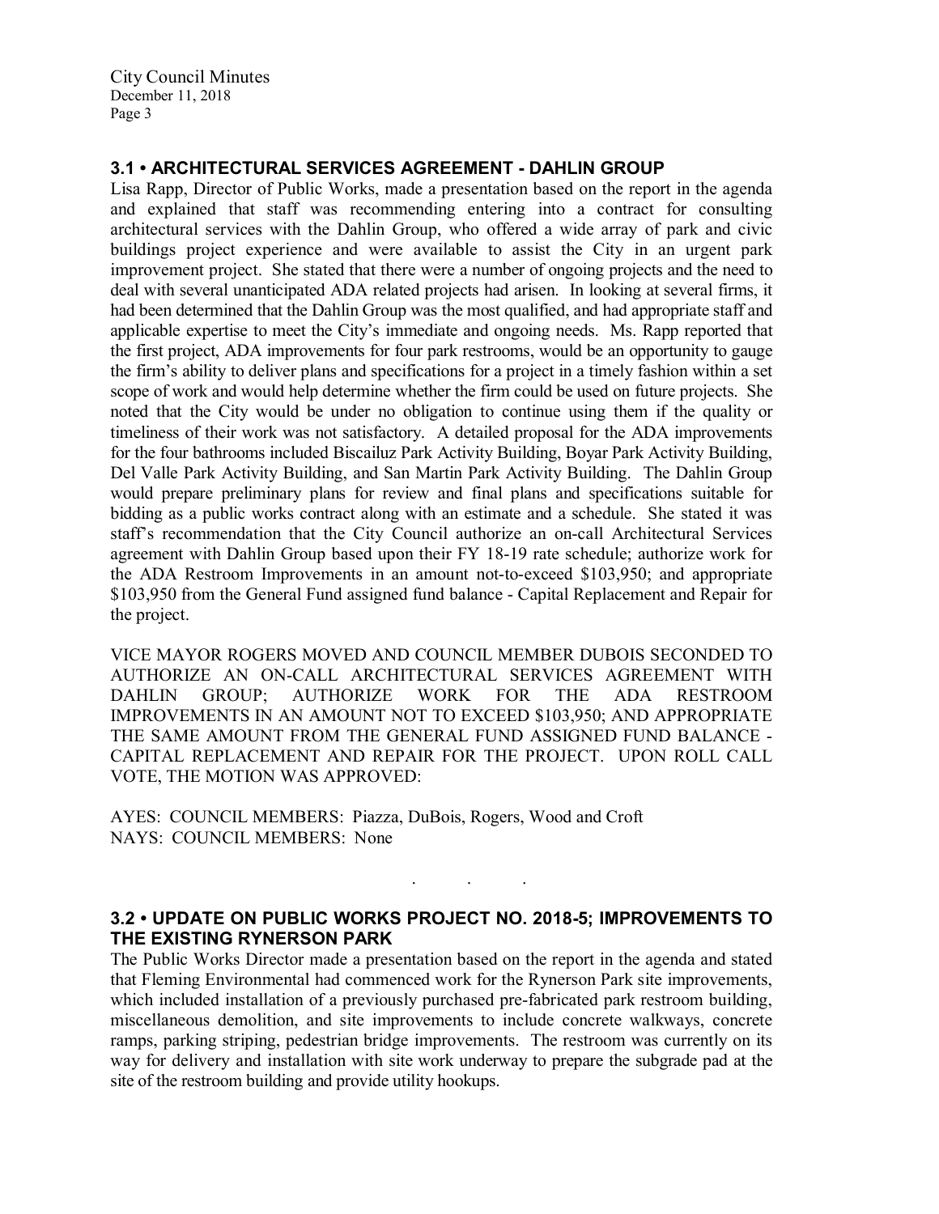### 3.1 • ARCHITECTURAL SERVICES AGREEMENT - DAHLIN GROUP

Lisa Rapp, Director of Public Works, made a presentation based on the report in the agenda and explained that staff was recommending entering into a contract for consulting architectural services with the Dahlin Group, who offered a wide array of park and civic buildings project experience and were available to assist the City in an urgent park improvement project. She stated that there were a number of ongoing projects and the need to deal with several unanticipated ADA related projects had arisen. In looking at several firms, it had been determined that the Dahlin Group was the most qualified, and had appropriate staff and applicable expertise to meet the City's immediate and ongoing needs. Ms. Rapp reported that the first project, ADA improvements for four park restrooms, would be an opportunity to gauge the firm's ability to deliver plans and specifications for a project in a timely fashion within a set scope of work and would help determine whether the firm could be used on future projects. She noted that the City would be under no obligation to continue using them if the quality or timeliness of their work was not satisfactory. A detailed proposal for the ADA improvements for the four bathrooms included Biscailuz Park Activity Building, Boyar Park Activity Building, Del Valle Park Activity Building, and San Martin Park Activity Building. The Dahlin Group would prepare preliminary plans for review and final plans and specifications suitable for bidding as a public works contract along with an estimate and a schedule. She stated it was staff's recommendation that the City Council authorize an on-call Architectural Services agreement with Dahlin Group based upon their FY 18-19 rate schedule; authorize work for the ADA Restroom Improvements in an amount not-to-exceed $103,950; and appropriate $103,950 from the General Fund assigned fund balance - Capital Replacement and Repair for the project.

VICE MAYOR ROGERS MOVED AND COUNCIL MEMBER DUBOIS SECONDED TO AUTHORIZE AN ON-CALL ARCHITECTURAL SERVICES AGREEMENT WITH DAHLIN GROUP; AUTHORIZE WORK FOR THE ADA RESTROOM IMPROVEMENTS IN AN AMOUNT NOT TO EXCEED $103,950; AND APPROPRIATE THE SAME AMOUNT FROM THE GENERAL FUND ASSIGNED FUND BALANCE - CAPITAL REPLACEMENT AND REPAIR FOR THE PROJECT. UPON ROLL CALL VOTE, THE MOTION WAS APPROVED:

AYES: COUNCIL MEMBERS: Piazza, DuBois, Rogers, Wood and Croft
NAYS: COUNCIL MEMBERS: None

. . .

### 3.2 • UPDATE ON PUBLIC WORKS PROJECT NO. 2018-5; IMPROVEMENTS TO THE EXISTING RYNERSON PARK

The Public Works Director made a presentation based on the report in the agenda and stated that Fleming Environmental had commenced work for the Rynerson Park site improvements, which included installation of a previously purchased pre-fabricated park restroom building, miscellaneous demolition, and site improvements to include concrete walkways, concrete ramps, parking striping, pedestrian bridge improvements. The restroom was currently on its way for delivery and installation with site work underway to prepare the subgrade pad at the site of the restroom building and provide utility hookups.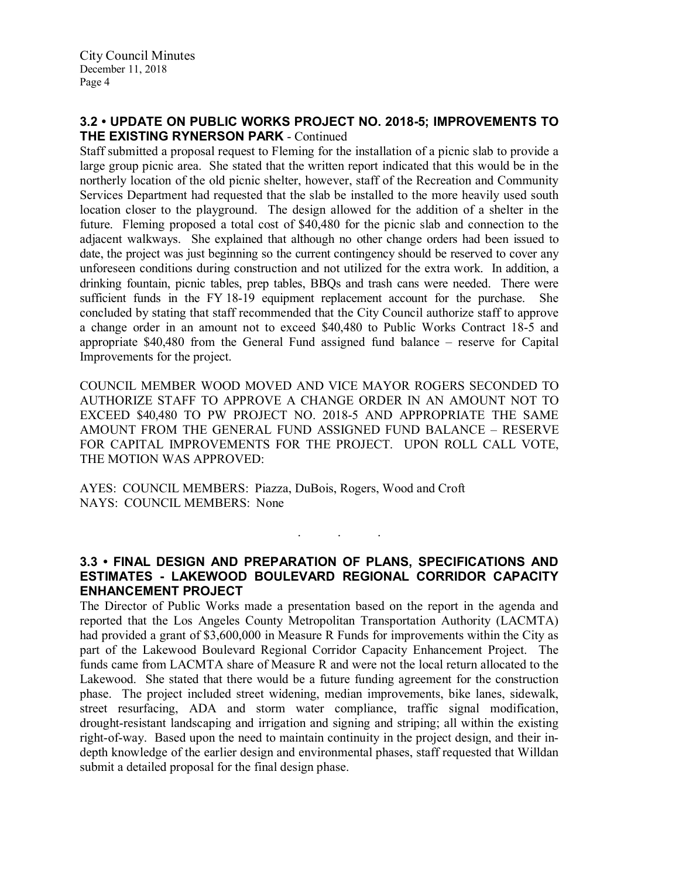### 3.2 • UPDATE ON PUBLIC WORKS PROJECT NO. 2018-5; IMPROVEMENTS TO THE EXISTING RYNERSON PARK - Continued

Staff submitted a proposal request to Fleming for the installation of a picnic slab to provide a large group picnic area. She stated that the written report indicated that this would be in the northerly location of the old picnic shelter, however, staff of the Recreation and Community Services Department had requested that the slab be installed to the more heavily used south location closer to the playground. The design allowed for the addition of a shelter in the future. Fleming proposed a total cost of $40,480 for the picnic slab and connection to the adjacent walkways. She explained that although no other change orders had been issued to date, the project was just beginning so the current contingency should be reserved to cover any unforeseen conditions during construction and not utilized for the extra work. In addition, a drinking fountain, picnic tables, prep tables, BBQs and trash cans were needed. There were sufficient funds in the FY 18-19 equipment replacement account for the purchase. She concluded by stating that staff recommended that the City Council authorize staff to approve a change order in an amount not to exceed $40,480 to Public Works Contract 18-5 and appropriate $40,480 from the General Fund assigned fund balance – reserve for Capital Improvements for the project.

COUNCIL MEMBER WOOD MOVED AND VICE MAYOR ROGERS SECONDED TO AUTHORIZE STAFF TO APPROVE A CHANGE ORDER IN AN AMOUNT NOT TO EXCEED $40,480 TO PW PROJECT NO. 2018-5 AND APPROPRIATE THE SAME AMOUNT FROM THE GENERAL FUND ASSIGNED FUND BALANCE – RESERVE FOR CAPITAL IMPROVEMENTS FOR THE PROJECT. UPON ROLL CALL VOTE, THE MOTION WAS APPROVED:

AYES: COUNCIL MEMBERS: Piazza, DuBois, Rogers, Wood and Croft
NAYS: COUNCIL MEMBERS: None

. . .

### 3.3 • FINAL DESIGN AND PREPARATION OF PLANS, SPECIFICATIONS AND ESTIMATES - LAKEWOOD BOULEVARD REGIONAL CORRIDOR CAPACITY ENHANCEMENT PROJECT

The Director of Public Works made a presentation based on the report in the agenda and reported that the Los Angeles County Metropolitan Transportation Authority (LACMTA) had provided a grant of $3,600,000 in Measure R Funds for improvements within the City as part of the Lakewood Boulevard Regional Corridor Capacity Enhancement Project. The funds came from LACMTA share of Measure R and were not the local return allocated to the Lakewood. She stated that there would be a future funding agreement for the construction phase. The project included street widening, median improvements, bike lanes, sidewalk, street resurfacing, ADA and storm water compliance, traffic signal modification, drought-resistant landscaping and irrigation and signing and striping; all within the existing right-of-way. Based upon the need to maintain continuity in the project design, and their in-depth knowledge of the earlier design and environmental phases, staff requested that Willdan submit a detailed proposal for the final design phase.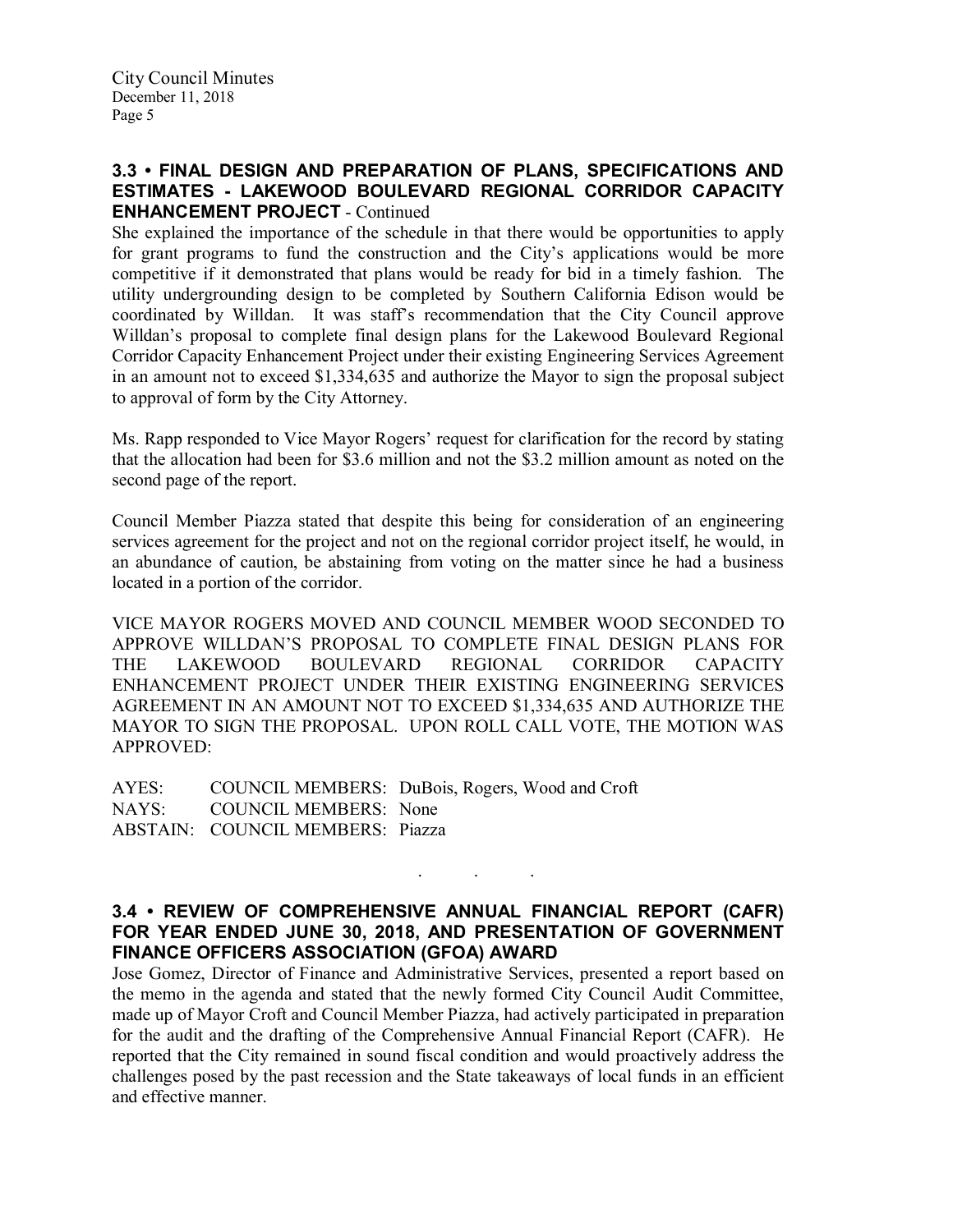### 3.3 • FINAL DESIGN AND PREPARATION OF PLANS, SPECIFICATIONS AND ESTIMATES - LAKEWOOD BOULEVARD REGIONAL CORRIDOR CAPACITY ENHANCEMENT PROJECT - Continued

She explained the importance of the schedule in that there would be opportunities to apply for grant programs to fund the construction and the City's applications would be more competitive if it demonstrated that plans would be ready for bid in a timely fashion. The utility undergrounding design to be completed by Southern California Edison would be coordinated by Willdan. It was staff's recommendation that the City Council approve Willdan's proposal to complete final design plans for the Lakewood Boulevard Regional Corridor Capacity Enhancement Project under their existing Engineering Services Agreement in an amount not to exceed $1,334,635 and authorize the Mayor to sign the proposal subject to approval of form by the City Attorney.

Ms. Rapp responded to Vice Mayor Rogers' request for clarification for the record by stating that the allocation had been for $3.6 million and not the $3.2 million amount as noted on the second page of the report.

Council Member Piazza stated that despite this being for consideration of an engineering services agreement for the project and not on the regional corridor project itself, he would, in an abundance of caution, be abstaining from voting on the matter since he had a business located in a portion of the corridor.

VICE MAYOR ROGERS MOVED AND COUNCIL MEMBER WOOD SECONDED TO APPROVE WILLDAN'S PROPOSAL TO COMPLETE FINAL DESIGN PLANS FOR THE LAKEWOOD BOULEVARD REGIONAL CORRIDOR CAPACITY ENHANCEMENT PROJECT UNDER THEIR EXISTING ENGINEERING SERVICES AGREEMENT IN AN AMOUNT NOT TO EXCEED $1,334,635 AND AUTHORIZE THE MAYOR TO SIGN THE PROPOSAL. UPON ROLL CALL VOTE, THE MOTION WAS APPROVED:

AYES: COUNCIL MEMBERS: DuBois, Rogers, Wood and Croft
NAYS: COUNCIL MEMBERS: None
ABSTAIN: COUNCIL MEMBERS: Piazza

. . .

### 3.4 • REVIEW OF COMPREHENSIVE ANNUAL FINANCIAL REPORT (CAFR) FOR YEAR ENDED JUNE 30, 2018, AND PRESENTATION OF GOVERNMENT FINANCE OFFICERS ASSOCIATION (GFOA) AWARD

Jose Gomez, Director of Finance and Administrative Services, presented a report based on the memo in the agenda and stated that the newly formed City Council Audit Committee, made up of Mayor Croft and Council Member Piazza, had actively participated in preparation for the audit and the drafting of the Comprehensive Annual Financial Report (CAFR). He reported that the City remained in sound fiscal condition and would proactively address the challenges posed by the past recession and the State takeaways of local funds in an efficient and effective manner.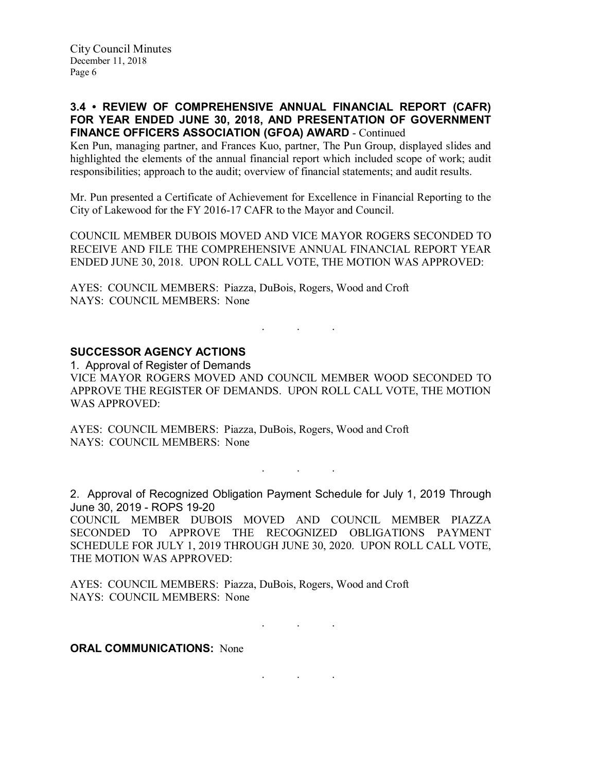### 3.4 • REVIEW OF COMPREHENSIVE ANNUAL FINANCIAL REPORT (CAFR) FOR YEAR ENDED JUNE 30, 2018, AND PRESENTATION OF GOVERNMENT FINANCE OFFICERS ASSOCIATION (GFOA) AWARD - Continued

Ken Pun, managing partner, and Frances Kuo, partner, The Pun Group, displayed slides and highlighted the elements of the annual financial report which included scope of work; audit responsibilities; approach to the audit; overview of financial statements; and audit results.

Mr. Pun presented a Certificate of Achievement for Excellence in Financial Reporting to the City of Lakewood for the FY 2016-17 CAFR to the Mayor and Council.

COUNCIL MEMBER DUBOIS MOVED AND VICE MAYOR ROGERS SECONDED TO RECEIVE AND FILE THE COMPREHENSIVE ANNUAL FINANCIAL REPORT YEAR ENDED JUNE 30, 2018. UPON ROLL CALL VOTE, THE MOTION WAS APPROVED:

AYES: COUNCIL MEMBERS: Piazza, DuBois, Rogers, Wood and Croft
NAYS: COUNCIL MEMBERS: None

. . .

### SUCCESSOR AGENCY ACTIONS

1. Approval of Register of Demands

VICE MAYOR ROGERS MOVED AND COUNCIL MEMBER WOOD SECONDED TO APPROVE THE REGISTER OF DEMANDS. UPON ROLL CALL VOTE, THE MOTION WAS APPROVED:

AYES: COUNCIL MEMBERS: Piazza, DuBois, Rogers, Wood and Croft
NAYS: COUNCIL MEMBERS: None

. . .

2. Approval of Recognized Obligation Payment Schedule for July 1, 2019 Through June 30, 2019 - ROPS 19-20

COUNCIL MEMBER DUBOIS MOVED AND COUNCIL MEMBER PIAZZA SECONDED TO APPROVE THE RECOGNIZED OBLIGATIONS PAYMENT SCHEDULE FOR JULY 1, 2019 THROUGH JUNE 30, 2020. UPON ROLL CALL VOTE, THE MOTION WAS APPROVED:

AYES: COUNCIL MEMBERS: Piazza, DuBois, Rogers, Wood and Croft
NAYS: COUNCIL MEMBERS: None

. . .

**ORAL COMMUNICATIONS:** None

. . .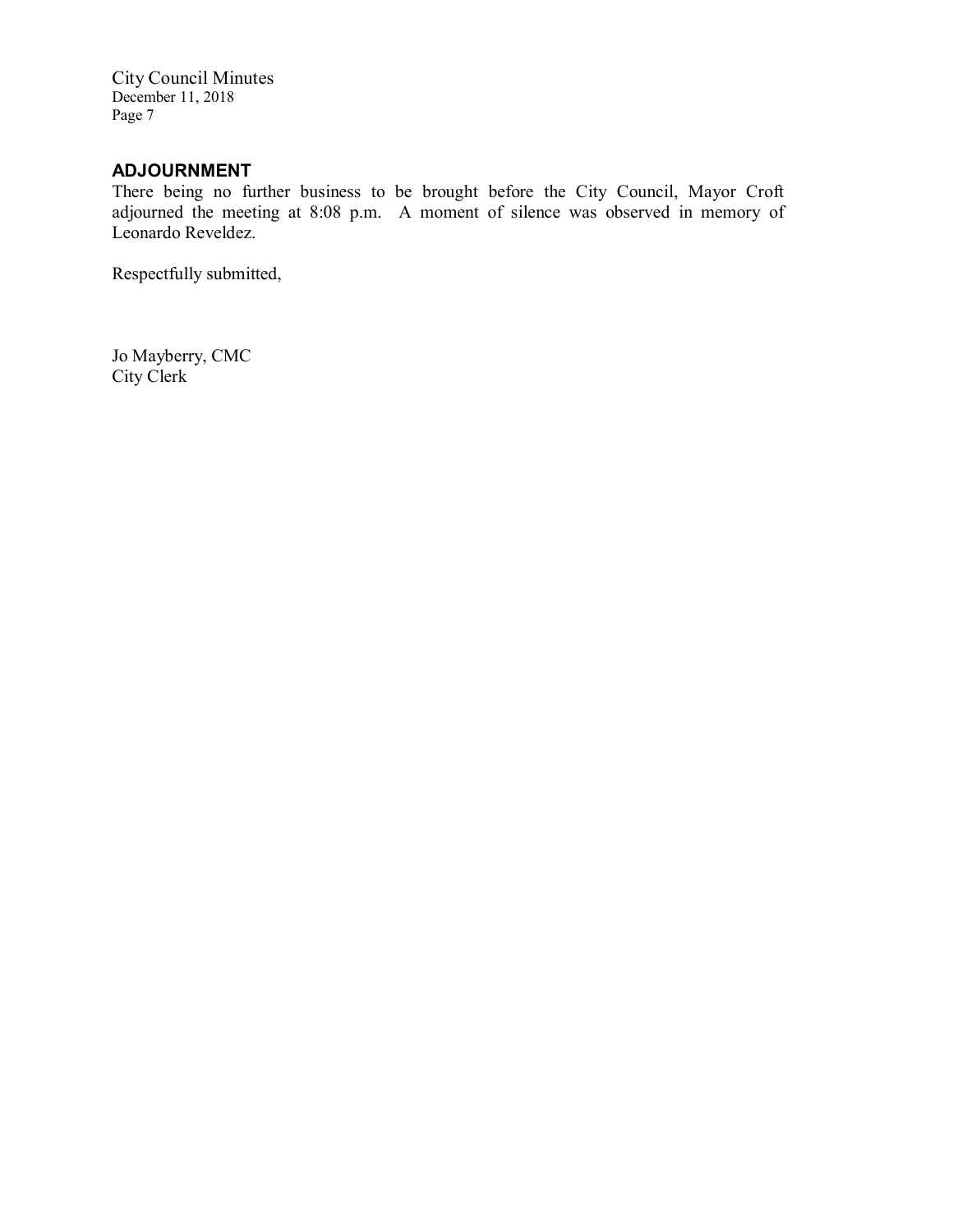## ADJOURNMENT

There being no further business to be brought before the City Council, Mayor Croft adjourned the meeting at 8:08 p.m. A moment of silence was observed in memory of Leonardo Reveldez.

Respectfully submitted,

Jo Mayberry, CMC
City Clerk